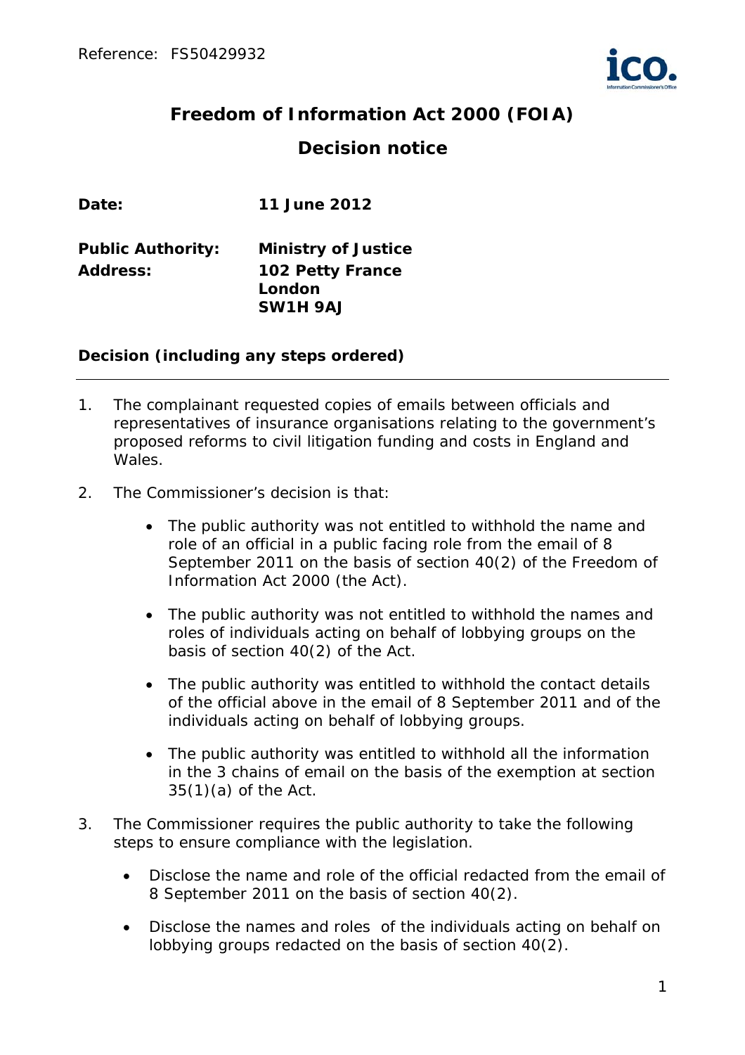Reference: FS50429932

# Freedom of Information Act 2000 (FOIA)

## Decision notice

| | |
|---|---|
| **Date:** | **11 June 2012** |
| **Public Authority:** | **Ministry of Justice** |
| **Address:** | **102 Petty France<br>London<br>SW1H 9AJ** |

### Decision (including any steps ordered)

1. The complainant requested copies of emails between officials and representatives of insurance organisations relating to the government's proposed reforms to civil litigation funding and costs in England and Wales.

2. The Commissioner's decision is that:

   - The public authority was not entitled to withhold the name and role of an official in a public facing role from the email of 8 September 2011 on the basis of section 40(2) of the Freedom of Information Act 2000 (the Act).
   - The public authority was not entitled to withhold the names and roles of individuals acting on behalf of lobbying groups on the basis of section 40(2) of the Act.
   - The public authority was entitled to withhold the contact details of the official above in the email of 8 September 2011 and of the individuals acting on behalf of lobbying groups.
   - The public authority was entitled to withhold all the information in the 3 chains of email on the basis of the exemption at section 35(1)(a) of the Act.

3. The Commissioner requires the public authority to take the following steps to ensure compliance with the legislation.

   - Disclose the name and role of the official redacted from the email of 8 September 2011 on the basis of section 40(2).
   - Disclose the names and roles of the individuals acting on behalf on lobbying groups redacted on the basis of section 40(2).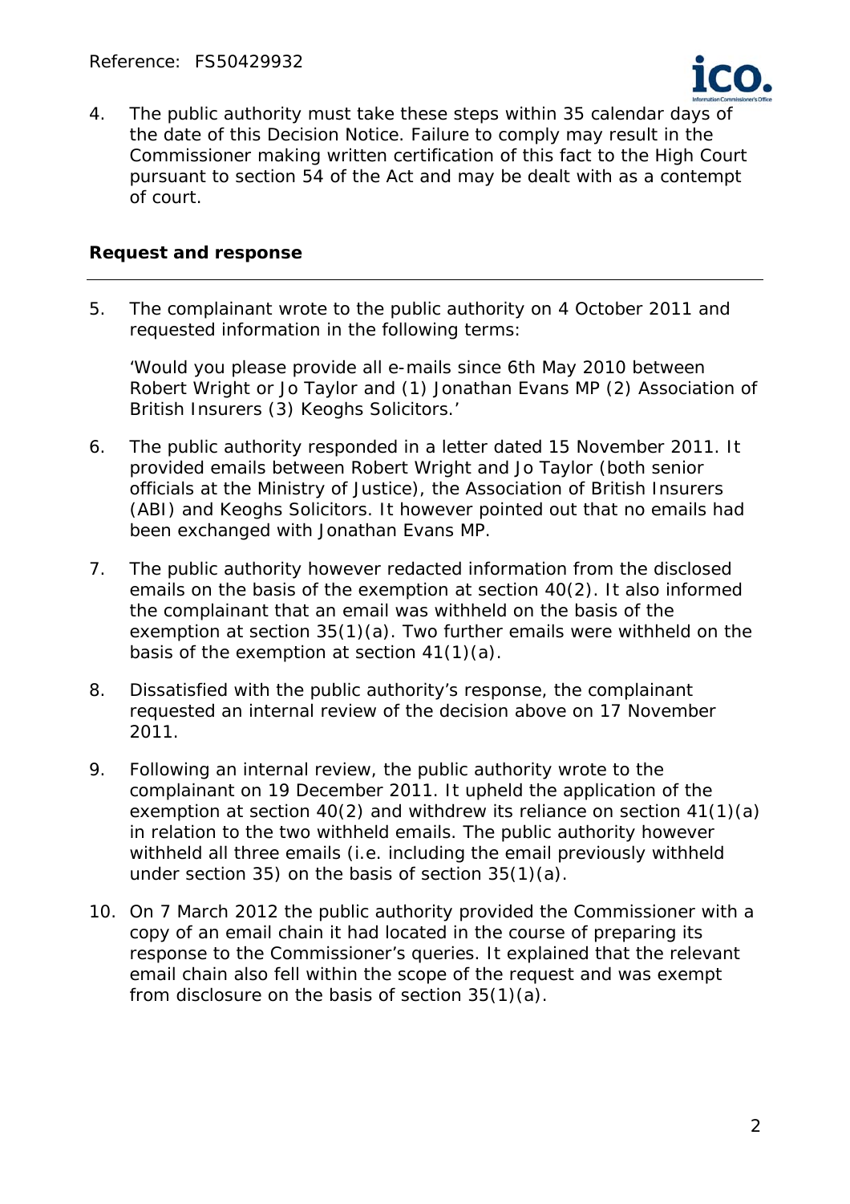4. The public authority must take these steps within 35 calendar days of the date of this Decision Notice. Failure to comply may result in the Commissioner making written certification of this fact to the High Court pursuant to section 54 of the Act and may be dealt with as a contempt of court.

## Request and response

5. The complainant wrote to the public authority on 4 October 2011 and requested information in the following terms:

   *'Would you please provide all e-mails since 6th May 2010 between Robert Wright or Jo Taylor and (1) Jonathan Evans MP (2) Association of British Insurers (3) Keoghs Solicitors.'*

6. The public authority responded in a letter dated 15 November 2011. It provided emails between Robert Wright and Jo Taylor (both senior officials at the Ministry of Justice), the Association of British Insurers (ABI) and Keoghs Solicitors. It however pointed out that no emails had been exchanged with Jonathan Evans MP.

7. The public authority however redacted information from the disclosed emails on the basis of the exemption at section 40(2). It also informed the complainant that an email was withheld on the basis of the exemption at section 35(1)(a). Two further emails were withheld on the basis of the exemption at section 41(1)(a).

8. Dissatisfied with the public authority's response, the complainant requested an internal review of the decision above on 17 November 2011.

9. Following an internal review, the public authority wrote to the complainant on 19 December 2011. It upheld the application of the exemption at section 40(2) and withdrew its reliance on section 41(1)(a) in relation to the two withheld emails. The public authority however withheld all three emails (i.e. including the email previously withheld under section 35) on the basis of section 35(1)(a).

10. On 7 March 2012 the public authority provided the Commissioner with a copy of an email chain it had located in the course of preparing its response to the Commissioner's queries. It explained that the relevant email chain also fell within the scope of the request and was exempt from disclosure on the basis of section 35(1)(a).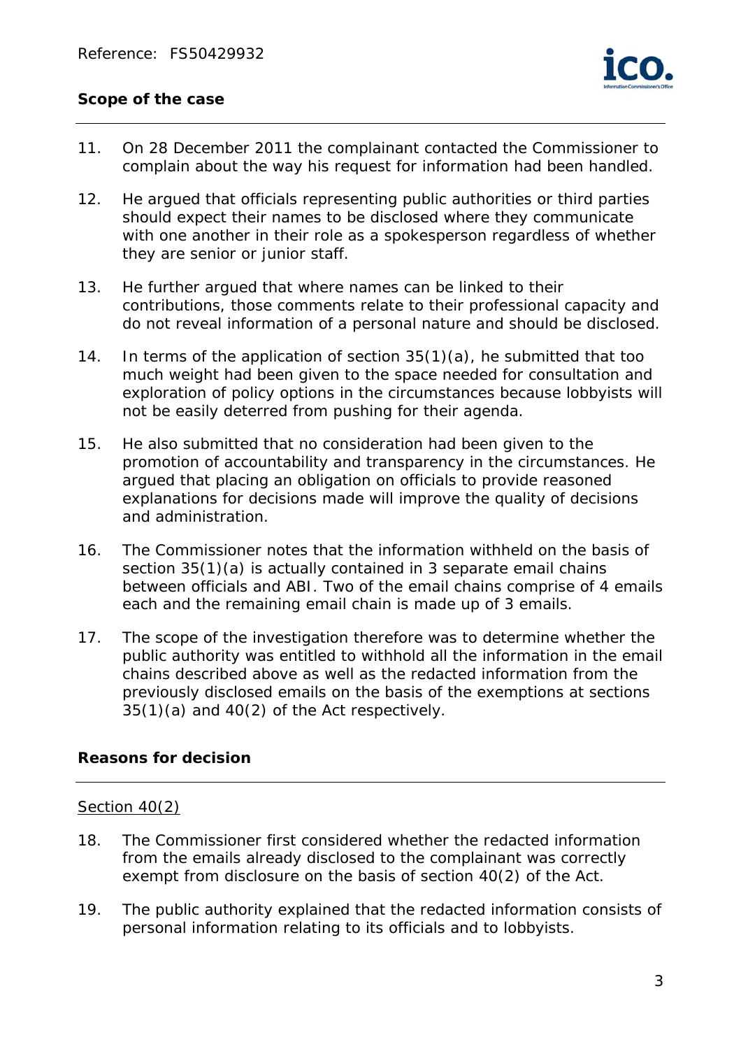**Scope of the case**

11. On 28 December 2011 the complainant contacted the Commissioner to complain about the way his request for information had been handled.

12. He argued that officials representing public authorities or third parties should expect their names to be disclosed where they communicate with one another in their role as a spokesperson regardless of whether they are senior or junior staff.

13. He further argued that where names can be linked to their contributions, those comments relate to their professional capacity and do not reveal information of a personal nature and should be disclosed.

14. In terms of the application of section 35(1)(a), he submitted that too much weight had been given to the space needed for consultation and exploration of policy options in the circumstances because lobbyists will not be easily deterred from pushing for their agenda.

15. He also submitted that no consideration had been given to the promotion of accountability and transparency in the circumstances. He argued that placing an obligation on officials to provide reasoned explanations for decisions made will improve the quality of decisions and administration.

16. The Commissioner notes that the information withheld on the basis of section 35(1)(a) is actually contained in 3 separate email chains between officials and ABI. Two of the email chains comprise of 4 emails each and the remaining email chain is made up of 3 emails.

17. The scope of the investigation therefore was to determine whether the public authority was entitled to withhold all the information in the email chains described above as well as the redacted information from the previously disclosed emails on the basis of the exemptions at sections 35(1)(a) and 40(2) of the Act respectively.

**Reasons for decision**

Section 40(2)

18. The Commissioner first considered whether the redacted information from the emails already disclosed to the complainant was correctly exempt from disclosure on the basis of section 40(2) of the Act.

19. The public authority explained that the redacted information consists of personal information relating to its officials and to lobbyists.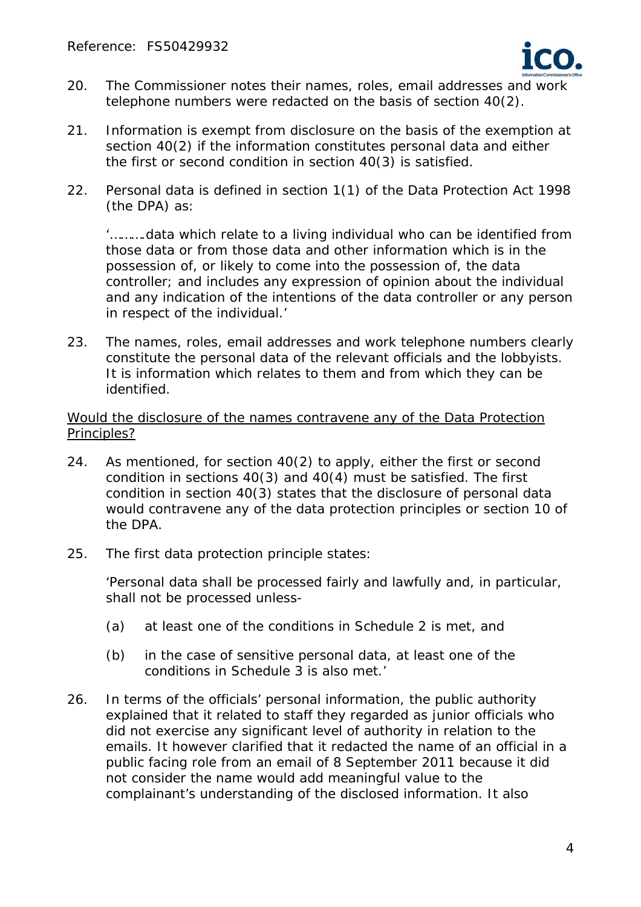20. The Commissioner notes their names, roles, email addresses and work telephone numbers were redacted on the basis of section 40(2).

21. Information is exempt from disclosure on the basis of the exemption at section 40(2) if the information constitutes personal data and either the first or second condition in section 40(3) is satisfied.

22. Personal data is defined in section 1(1) of the Data Protection Act 1998 (the DPA) as:

    '……….data which relate to a living individual who can be identified from those data or from those data and other information which is in the possession of, or likely to come into the possession of, the data controller; and includes any expression of opinion about the individual and any indication of the intentions of the data controller or any person in respect of the individual.'

23. The names, roles, email addresses and work telephone numbers clearly constitute the personal data of the relevant officials and the lobbyists. It is information which relates to them and from which they can be identified.

<u>Would the disclosure of the names contravene any of the Data Protection Principles?</u>

24. As mentioned, for section 40(2) to apply, either the first or second condition in sections 40(3) and 40(4) must be satisfied. The first condition in section 40(3) states that the disclosure of personal data would contravene any of the data protection principles or section 10 of the DPA.

25. The first data protection principle states:

    'Personal data shall be processed fairly and lawfully and, in particular, shall not be processed unless-

    (a) at least one of the conditions in Schedule 2 is met, and

    (b) in the case of sensitive personal data, at least one of the conditions in Schedule 3 is also met.'

26. In terms of the officials' personal information, the public authority explained that it related to staff they regarded as junior officials who did not exercise any significant level of authority in relation to the emails. It however clarified that it redacted the name of an official in a public facing role from an email of 8 September 2011 because it did not consider the name would add meaningful value to the complainant's understanding of the disclosed information. It also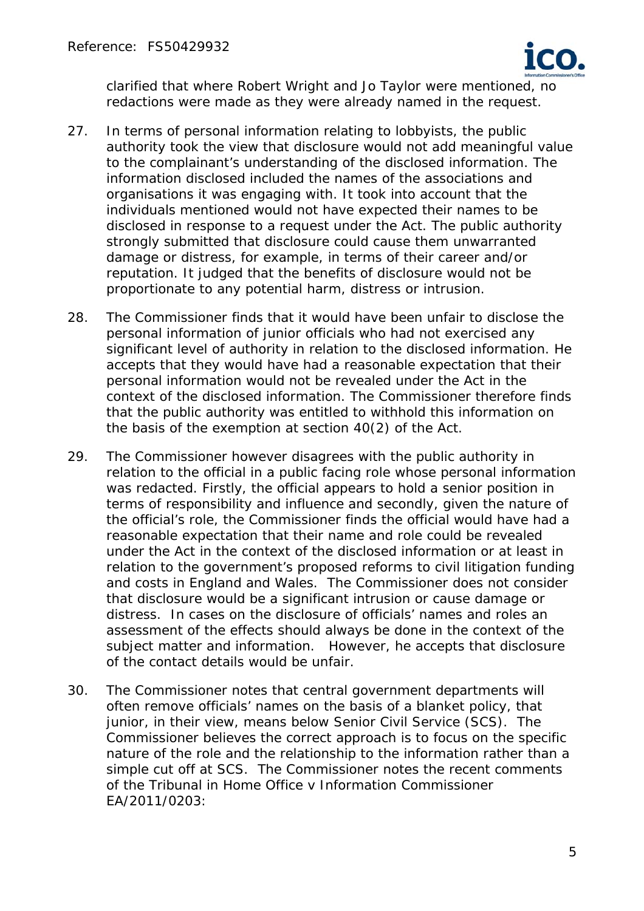clarified that where Robert Wright and Jo Taylor were mentioned, no redactions were made as they were already named in the request.

27. In terms of personal information relating to lobbyists, the public authority took the view that disclosure would not add meaningful value to the complainant's understanding of the disclosed information. The information disclosed included the names of the associations and organisations it was engaging with. It took into account that the individuals mentioned would not have expected their names to be disclosed in response to a request under the Act. The public authority strongly submitted that disclosure could cause them unwarranted damage or distress, for example, in terms of their career and/or reputation. It judged that the benefits of disclosure would not be proportionate to any potential harm, distress or intrusion.

28. The Commissioner finds that it would have been unfair to disclose the personal information of junior officials who had not exercised any significant level of authority in relation to the disclosed information. He accepts that they would have had a reasonable expectation that their personal information would not be revealed under the Act in the context of the disclosed information. The Commissioner therefore finds that the public authority was entitled to withhold this information on the basis of the exemption at section 40(2) of the Act.

29. The Commissioner however disagrees with the public authority in relation to the official in a public facing role whose personal information was redacted. Firstly, the official appears to hold a senior position in terms of responsibility and influence and secondly, given the nature of the official's role, the Commissioner finds the official would have had a reasonable expectation that their name and role could be revealed under the Act in the context of the disclosed information or at least in relation to the government's proposed reforms to civil litigation funding and costs in England and Wales. The Commissioner does not consider that disclosure would be a significant intrusion or cause damage or distress. In cases on the disclosure of officials' names and roles an assessment of the effects should always be done in the context of the subject matter and information. However, he accepts that disclosure of the contact details would be unfair.

30. The Commissioner notes that central government departments will often remove officials' names on the basis of a blanket policy, that junior, in their view, means below Senior Civil Service (SCS). The Commissioner believes the correct approach is to focus on the specific nature of the role and the relationship to the information rather than a simple cut off at SCS. The Commissioner notes the recent comments of the Tribunal in Home Office v Information Commissioner EA/2011/0203: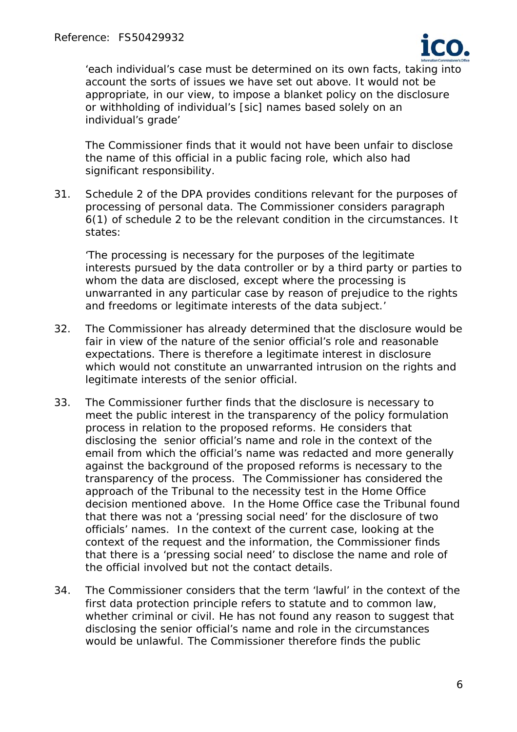'each individual's case must be determined on its own facts, taking into account the sorts of issues we have set out above. It would not be appropriate, in our view, to impose a blanket policy on the disclosure or withholding of individual's [sic] names based solely on an individual's grade'

The Commissioner finds that it would not have been unfair to disclose the name of this official in a public facing role, which also had significant responsibility.

31. Schedule 2 of the DPA provides conditions relevant for the purposes of processing of personal data. The Commissioner considers paragraph 6(1) of schedule 2 to be the relevant condition in the circumstances. It states:

    'The processing is necessary for the purposes of the legitimate interests pursued by the data controller or by a third party or parties to whom the data are disclosed, except where the processing is unwarranted in any particular case by reason of prejudice to the rights and freedoms or legitimate interests of the data subject.'

32. The Commissioner has already determined that the disclosure would be fair in view of the nature of the senior official's role and reasonable expectations. There is therefore a legitimate interest in disclosure which would not constitute an unwarranted intrusion on the rights and legitimate interests of the senior official.

33. The Commissioner further finds that the disclosure is necessary to meet the public interest in the transparency of the policy formulation process in relation to the proposed reforms. He considers that disclosing the senior official's name and role in the context of the email from which the official's name was redacted and more generally against the background of the proposed reforms is necessary to the transparency of the process. The Commissioner has considered the approach of the Tribunal to the necessity test in the Home Office decision mentioned above. In the Home Office case the Tribunal found that there was not a 'pressing social need' for the disclosure of two officials' names. In the context of the current case, looking at the context of the request and the information, the Commissioner finds that there is a 'pressing social need' to disclose the name and role of the official involved but not the contact details.

34. The Commissioner considers that the term 'lawful' in the context of the first data protection principle refers to statute and to common law, whether criminal or civil. He has not found any reason to suggest that disclosing the senior official's name and role in the circumstances would be unlawful. The Commissioner therefore finds the public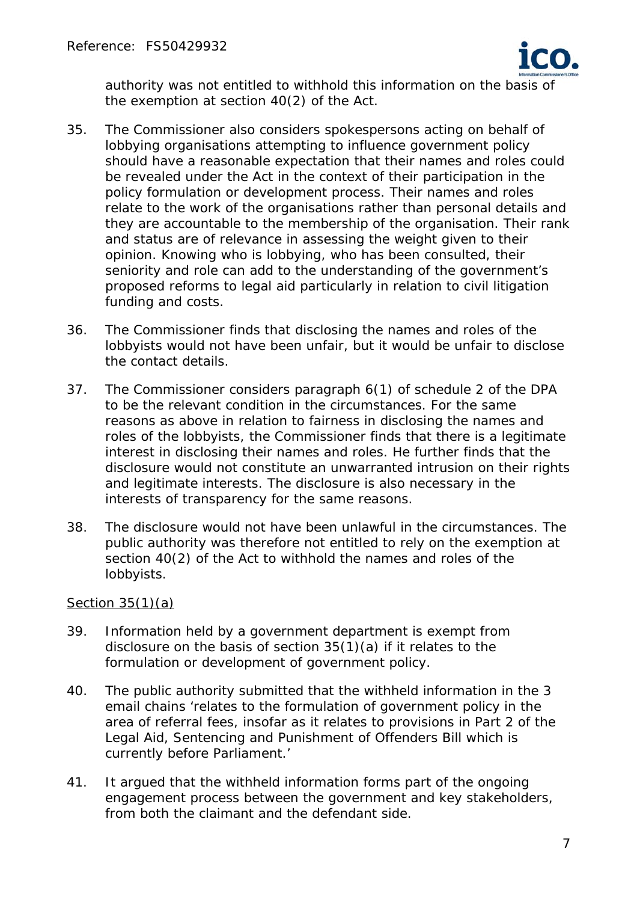authority was not entitled to withhold this information on the basis of the exemption at section 40(2) of the Act.

35. The Commissioner also considers spokespersons acting on behalf of lobbying organisations attempting to influence government policy should have a reasonable expectation that their names and roles could be revealed under the Act in the context of their participation in the policy formulation or development process. Their names and roles relate to the work of the organisations rather than personal details and they are accountable to the membership of the organisation. Their rank and status are of relevance in assessing the weight given to their opinion. Knowing who is lobbying, who has been consulted, their seniority and role can add to the understanding of the government's proposed reforms to legal aid particularly in relation to civil litigation funding and costs.

36. The Commissioner finds that disclosing the names and roles of the lobbyists would not have been unfair, but it would be unfair to disclose the contact details.

37. The Commissioner considers paragraph 6(1) of schedule 2 of the DPA to be the relevant condition in the circumstances. For the same reasons as above in relation to fairness in disclosing the names and roles of the lobbyists, the Commissioner finds that there is a legitimate interest in disclosing their names and roles. He further finds that the disclosure would not constitute an unwarranted intrusion on their rights and legitimate interests. The disclosure is also necessary in the interests of transparency for the same reasons.

38. The disclosure would not have been unlawful in the circumstances. The public authority was therefore not entitled to rely on the exemption at section 40(2) of the Act to withhold the names and roles of the lobbyists.

<u>Section 35(1)(a)</u>

39. Information held by a government department is exempt from disclosure on the basis of section 35(1)(a) if it relates to the formulation or development of government policy.

40. The public authority submitted that the withheld information in the 3 email chains 'relates to the formulation of government policy in the area of referral fees, insofar as it relates to provisions in Part 2 of the Legal Aid, Sentencing and Punishment of Offenders Bill which is currently before Parliament.'

41. It argued that the withheld information forms part of the ongoing engagement process between the government and key stakeholders, from both the claimant and the defendant side.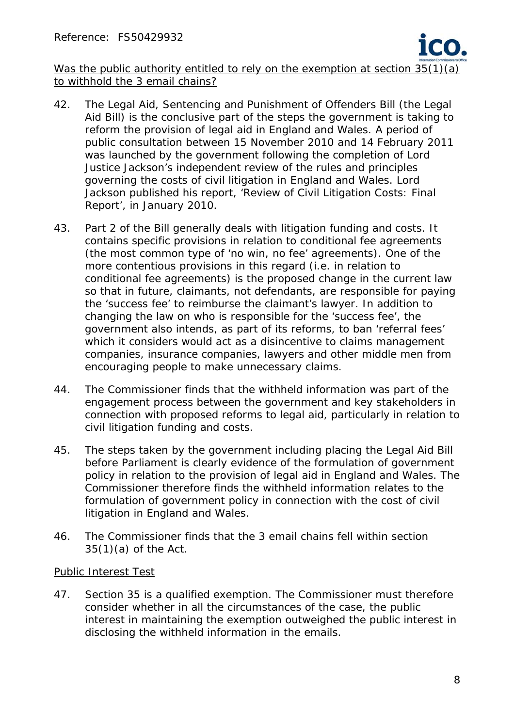<u>Was the public authority entitled to rely on the exemption at section 35(1)(a) to withhold the 3 email chains?</u>

42. The Legal Aid, Sentencing and Punishment of Offenders Bill (the Legal Aid Bill) is the conclusive part of the steps the government is taking to reform the provision of legal aid in England and Wales. A period of public consultation between 15 November 2010 and 14 February 2011 was launched by the government following the completion of Lord Justice Jackson's independent review of the rules and principles governing the costs of civil litigation in England and Wales. Lord Jackson published his report, 'Review of Civil Litigation Costs: Final Report', in January 2010.

43. Part 2 of the Bill generally deals with litigation funding and costs. It contains specific provisions in relation to conditional fee agreements (the most common type of 'no win, no fee' agreements). One of the more contentious provisions in this regard (i.e. in relation to conditional fee agreements) is the proposed change in the current law so that in future, claimants, not defendants, are responsible for paying the 'success fee' to reimburse the claimant's lawyer. In addition to changing the law on who is responsible for the 'success fee', the government also intends, as part of its reforms, to ban 'referral fees' which it considers would act as a disincentive to claims management companies, insurance companies, lawyers and other middle men from encouraging people to make unnecessary claims.

44. The Commissioner finds that the withheld information was part of the engagement process between the government and key stakeholders in connection with proposed reforms to legal aid, particularly in relation to civil litigation funding and costs.

45. The steps taken by the government including placing the Legal Aid Bill before Parliament is clearly evidence of the formulation of government policy in relation to the provision of legal aid in England and Wales. The Commissioner therefore finds the withheld information relates to the formulation of government policy in connection with the cost of civil litigation in England and Wales.

46. The Commissioner finds that the 3 email chains fell within section 35(1)(a) of the Act.

<u>Public Interest Test</u>

47. Section 35 is a qualified exemption. The Commissioner must therefore consider whether in all the circumstances of the case, the public interest in maintaining the exemption outweighed the public interest in disclosing the withheld information in the emails.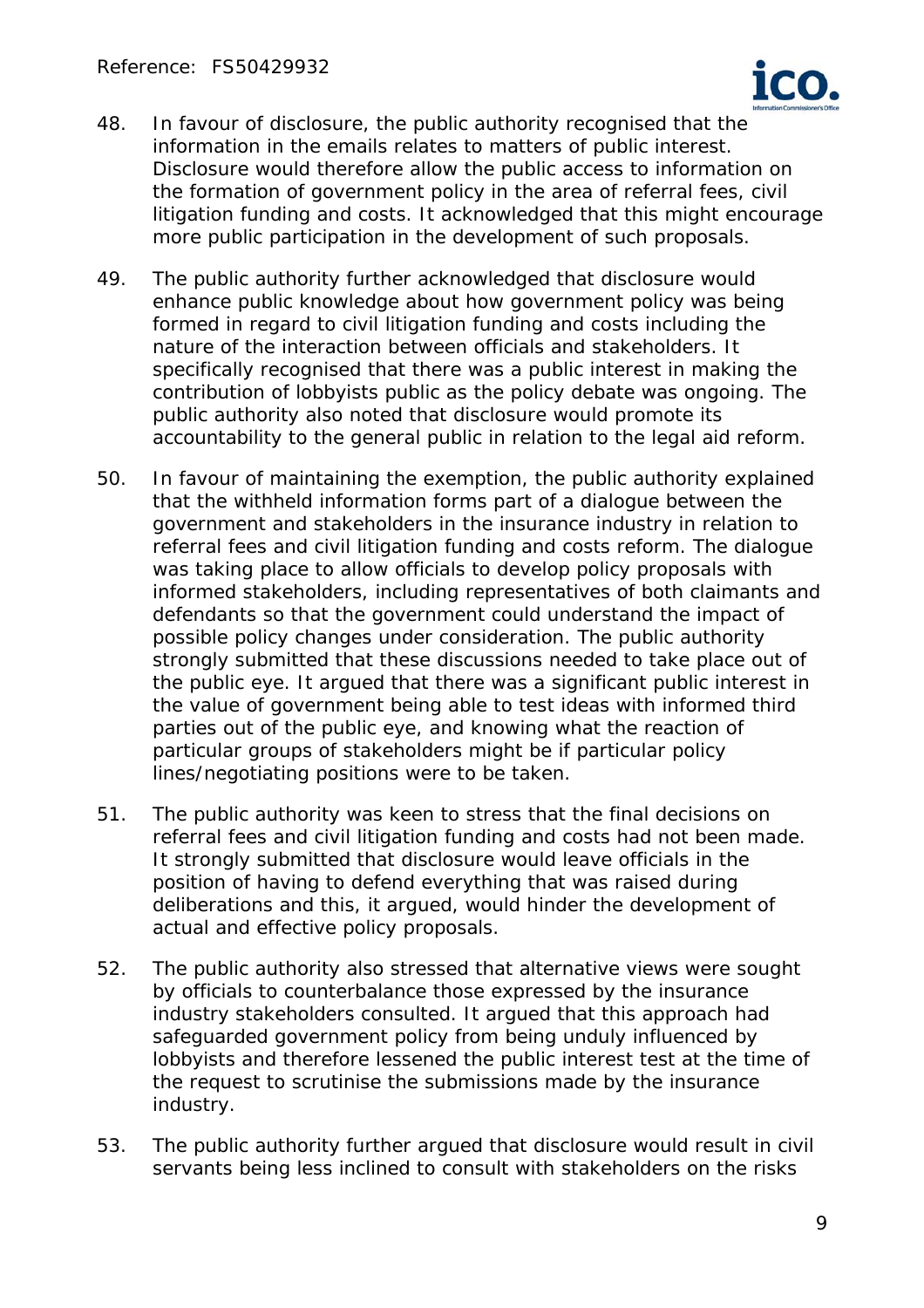48. In favour of disclosure, the public authority recognised that the information in the emails relates to matters of public interest. Disclosure would therefore allow the public access to information on the formation of government policy in the area of referral fees, civil litigation funding and costs. It acknowledged that this might encourage more public participation in the development of such proposals.

49. The public authority further acknowledged that disclosure would enhance public knowledge about how government policy was being formed in regard to civil litigation funding and costs including the nature of the interaction between officials and stakeholders. It specifically recognised that there was a public interest in making the contribution of lobbyists public as the policy debate was ongoing. The public authority also noted that disclosure would promote its accountability to the general public in relation to the legal aid reform.

50. In favour of maintaining the exemption, the public authority explained that the withheld information forms part of a dialogue between the government and stakeholders in the insurance industry in relation to referral fees and civil litigation funding and costs reform. The dialogue was taking place to allow officials to develop policy proposals with informed stakeholders, including representatives of both claimants and defendants so that the government could understand the impact of possible policy changes under consideration. The public authority strongly submitted that these discussions needed to take place out of the public eye. It argued that there was a significant public interest in the value of government being able to test ideas with informed third parties out of the public eye, and knowing what the reaction of particular groups of stakeholders might be if particular policy lines/negotiating positions were to be taken.

51. The public authority was keen to stress that the final decisions on referral fees and civil litigation funding and costs had not been made. It strongly submitted that disclosure would leave officials in the position of having to defend everything that was raised during deliberations and this, it argued, would hinder the development of actual and effective policy proposals.

52. The public authority also stressed that alternative views were sought by officials to counterbalance those expressed by the insurance industry stakeholders consulted. It argued that this approach had safeguarded government policy from being unduly influenced by lobbyists and therefore lessened the public interest test at the time of the request to scrutinise the submissions made by the insurance industry.

53. The public authority further argued that disclosure would result in civil servants being less inclined to consult with stakeholders on the risks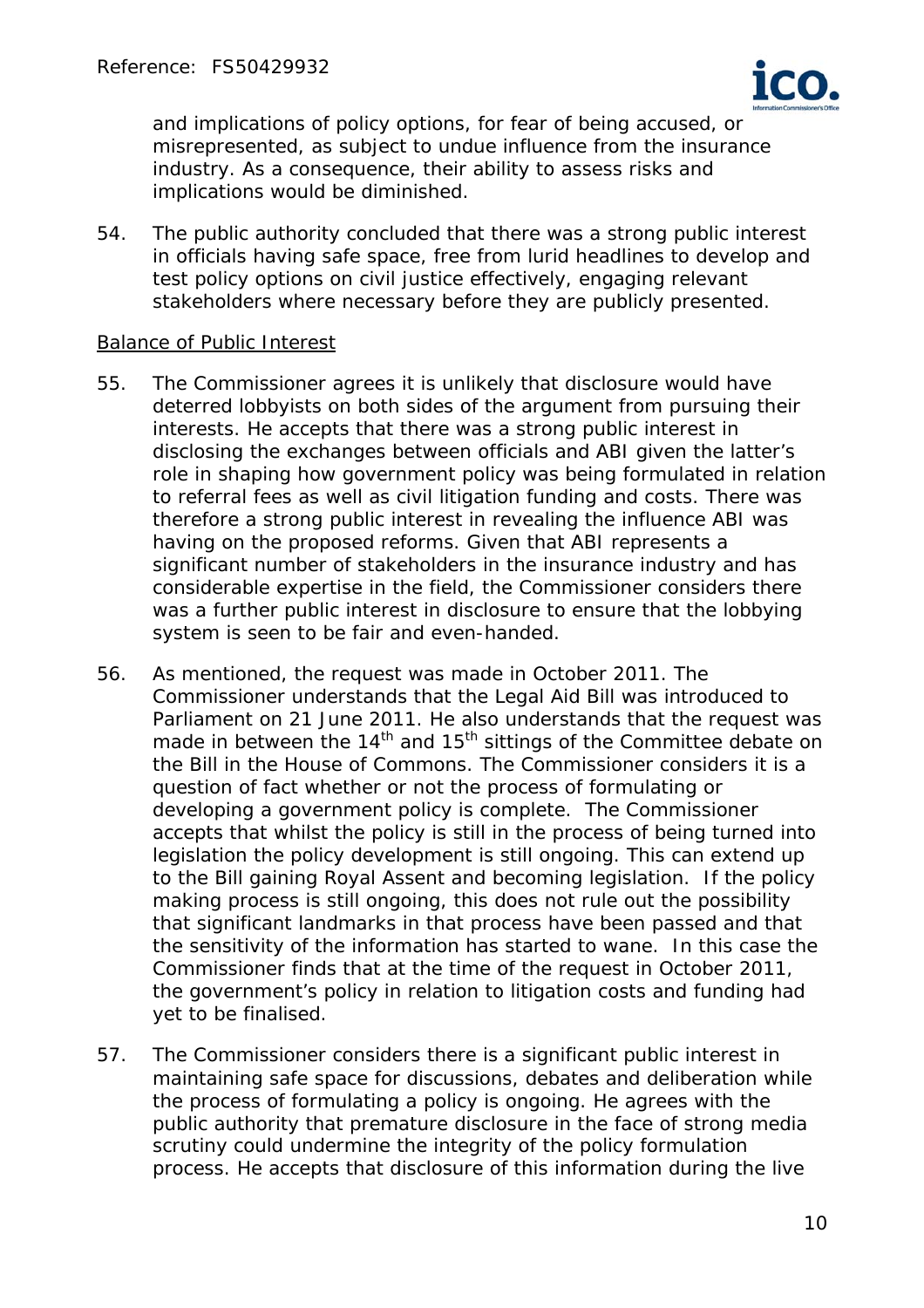and implications of policy options, for fear of being accused, or misrepresented, as subject to undue influence from the insurance industry. As a consequence, their ability to assess risks and implications would be diminished.

54. The public authority concluded that there was a strong public interest in officials having safe space, free from lurid headlines to develop and test policy options on civil justice effectively, engaging relevant stakeholders where necessary before they are publicly presented.

Balance of Public Interest

55. The Commissioner agrees it is unlikely that disclosure would have deterred lobbyists on both sides of the argument from pursuing their interests. He accepts that there was a strong public interest in disclosing the exchanges between officials and ABI given the latter's role in shaping how government policy was being formulated in relation to referral fees as well as civil litigation funding and costs. There was therefore a strong public interest in revealing the influence ABI was having on the proposed reforms. Given that ABI represents a significant number of stakeholders in the insurance industry and has considerable expertise in the field, the Commissioner considers there was a further public interest in disclosure to ensure that the lobbying system is seen to be fair and even-handed.

56. As mentioned, the request was made in October 2011. The Commissioner understands that the Legal Aid Bill was introduced to Parliament on 21 June 2011. He also understands that the request was made in between the 14th and 15th sittings of the Committee debate on the Bill in the House of Commons. The Commissioner considers it is a question of fact whether or not the process of formulating or developing a government policy is complete. The Commissioner accepts that whilst the policy is still in the process of being turned into legislation the policy development is still ongoing. This can extend up to the Bill gaining Royal Assent and becoming legislation. If the policy making process is still ongoing, this does not rule out the possibility that significant landmarks in that process have been passed and that the sensitivity of the information has started to wane. In this case the Commissioner finds that at the time of the request in October 2011, the government's policy in relation to litigation costs and funding had yet to be finalised.

57. The Commissioner considers there is a significant public interest in maintaining safe space for discussions, debates and deliberation while the process of formulating a policy is ongoing. He agrees with the public authority that premature disclosure in the face of strong media scrutiny could undermine the integrity of the policy formulation process. He accepts that disclosure of this information during the live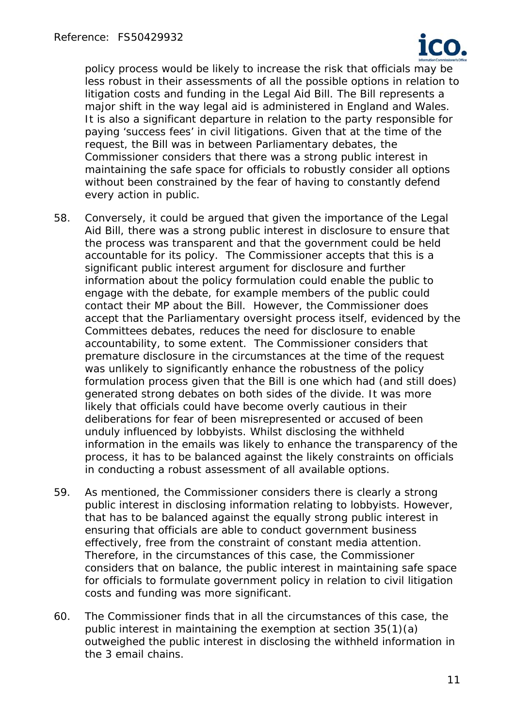policy process would be likely to increase the risk that officials may be less robust in their assessments of all the possible options in relation to litigation costs and funding in the Legal Aid Bill. The Bill represents a major shift in the way legal aid is administered in England and Wales. It is also a significant departure in relation to the party responsible for paying 'success fees' in civil litigations. Given that at the time of the request, the Bill was in between Parliamentary debates, the Commissioner considers that there was a strong public interest in maintaining the safe space for officials to robustly consider all options without been constrained by the fear of having to constantly defend every action in public.

58. Conversely, it could be argued that given the importance of the Legal Aid Bill, there was a strong public interest in disclosure to ensure that the process was transparent and that the government could be held accountable for its policy. The Commissioner accepts that this is a significant public interest argument for disclosure and further information about the policy formulation could enable the public to engage with the debate, for example members of the public could contact their MP about the Bill. However, the Commissioner does accept that the Parliamentary oversight process itself, evidenced by the Committees debates, reduces the need for disclosure to enable accountability, to some extent. The Commissioner considers that premature disclosure in the circumstances at the time of the request was unlikely to significantly enhance the robustness of the policy formulation process given that the Bill is one which had (and still does) generated strong debates on both sides of the divide. It was more likely that officials could have become overly cautious in their deliberations for fear of been misrepresented or accused of been unduly influenced by lobbyists. Whilst disclosing the withheld information in the emails was likely to enhance the transparency of the process, it has to be balanced against the likely constraints on officials in conducting a robust assessment of all available options.

59. As mentioned, the Commissioner considers there is clearly a strong public interest in disclosing information relating to lobbyists. However, that has to be balanced against the equally strong public interest in ensuring that officials are able to conduct government business effectively, free from the constraint of constant media attention. Therefore, in the circumstances of this case, the Commissioner considers that on balance, the public interest in maintaining safe space for officials to formulate government policy in relation to civil litigation costs and funding was more significant.

60. The Commissioner finds that in all the circumstances of this case, the public interest in maintaining the exemption at section 35(1)(a) outweighed the public interest in disclosing the withheld information in the 3 email chains.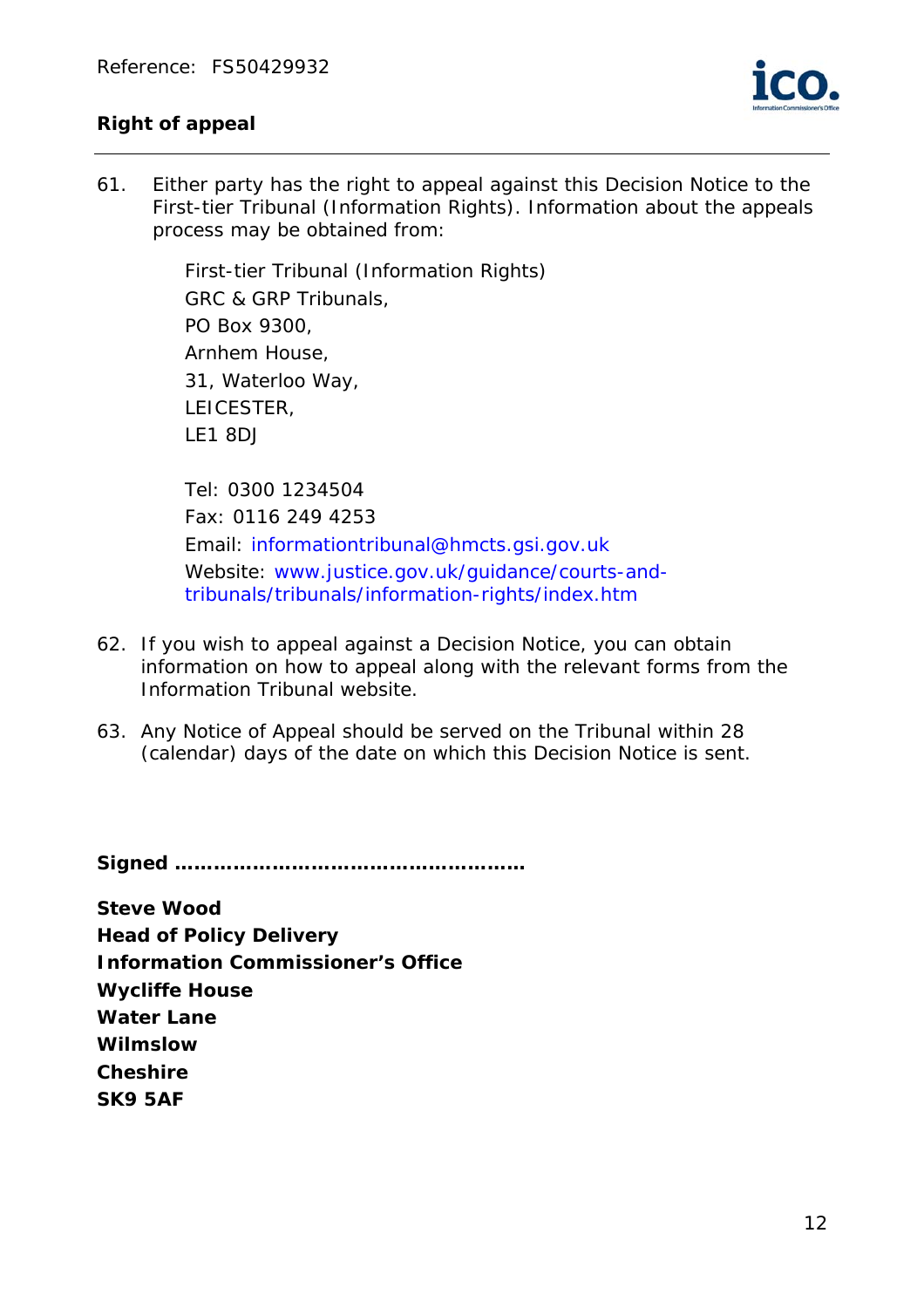## Right of appeal

61. Either party has the right to appeal against this Decision Notice to the First-tier Tribunal (Information Rights). Information about the appeals process may be obtained from:

    First-tier Tribunal (Information Rights)
    GRC & GRP Tribunals,
    PO Box 9300,
    Arnhem House,
    31, Waterloo Way,
    LEICESTER,
    LE1 8DJ

    Tel: 0300 1234504
    Fax: 0116 249 4253
    Email: informationtribunal@hmcts.gsi.gov.uk
    Website: www.justice.gov.uk/guidance/courts-and-tribunals/tribunals/information-rights/index.htm

62. If you wish to appeal against a Decision Notice, you can obtain information on how to appeal along with the relevant forms from the Information Tribunal website.

63. Any Notice of Appeal should be served on the Tribunal within 28 (calendar) days of the date on which this Decision Notice is sent.

**Signed ………………………………………………**

**Steve Wood**
**Head of Policy Delivery**
**Information Commissioner's Office**
**Wycliffe House**
**Water Lane**
**Wilmslow**
**Cheshire**
**SK9 5AF**